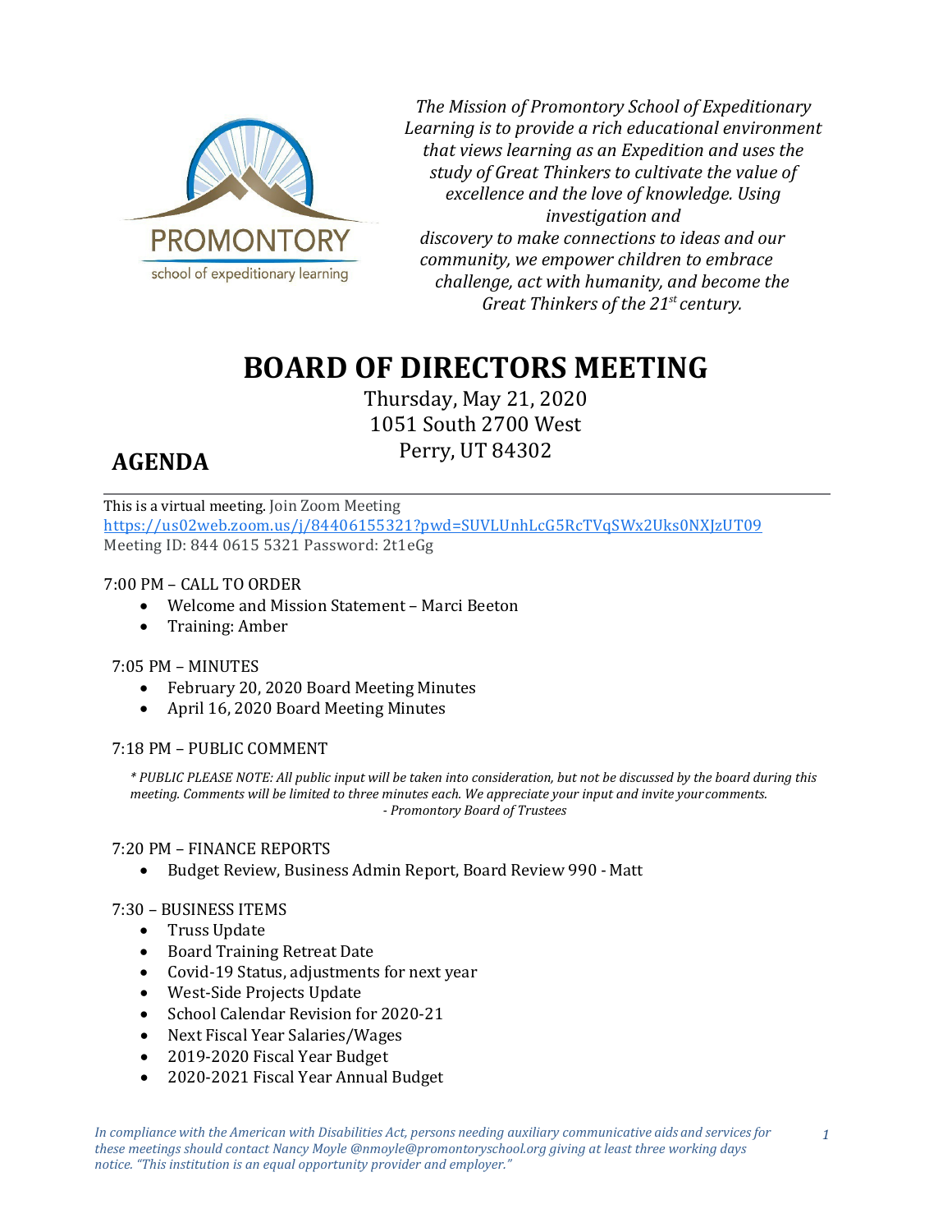PROMONTORY
school of expeditionary learning

*The Mission of Promontory School of Expeditionary Learning is to provide a rich educational environment that views learning as an Expedition and uses the study of Great Thinkers to cultivate the value of excellence and the love of knowledge. Using investigation and discovery to make connections to ideas and our community, we empower children to embrace challenge, act with humanity, and become the Great Thinkers of the 21st century.*

# BOARD OF DIRECTORS MEETING

Thursday, May 21, 2020
1051 South 2700 West
Perry, UT 84302

## AGENDA

This is a virtual meeting. Join Zoom Meeting
https://us02web.zoom.us/j/84406155321?pwd=SUVLUnhLcG5RcTVqSWx2Uks0NXJzUT09
Meeting ID: 844 0615 5321 Password: 2t1eGg

7:00 PM – CALL TO ORDER
- Welcome and Mission Statement – Marci Beeton
- Training: Amber

7:05 PM – MINUTES
- February 20, 2020 Board Meeting Minutes
- April 16, 2020 Board Meeting Minutes

7:18 PM – PUBLIC COMMENT

*\* PUBLIC PLEASE NOTE: All public input will be taken into consideration, but not be discussed by the board during this meeting. Comments will be limited to three minutes each. We appreciate your input and invite your comments.*
*- Promontory Board of Trustees*

7:20 PM – FINANCE REPORTS
- Budget Review, Business Admin Report, Board Review 990 - Matt

7:30 – BUSINESS ITEMS
- Truss Update
- Board Training Retreat Date
- Covid-19 Status, adjustments for next year
- West-Side Projects Update
- School Calendar Revision for 2020-21
- Next Fiscal Year Salaries/Wages
- 2019-2020 Fiscal Year Budget
- 2020-2021 Fiscal Year Annual Budget

*In compliance with the American with Disabilities Act, persons needing auxiliary communicative aids and services for these meetings should contact Nancy Moyle @nmoyle@promontoryschool.org giving at least three working days notice. "This institution is an equal opportunity provider and employer."*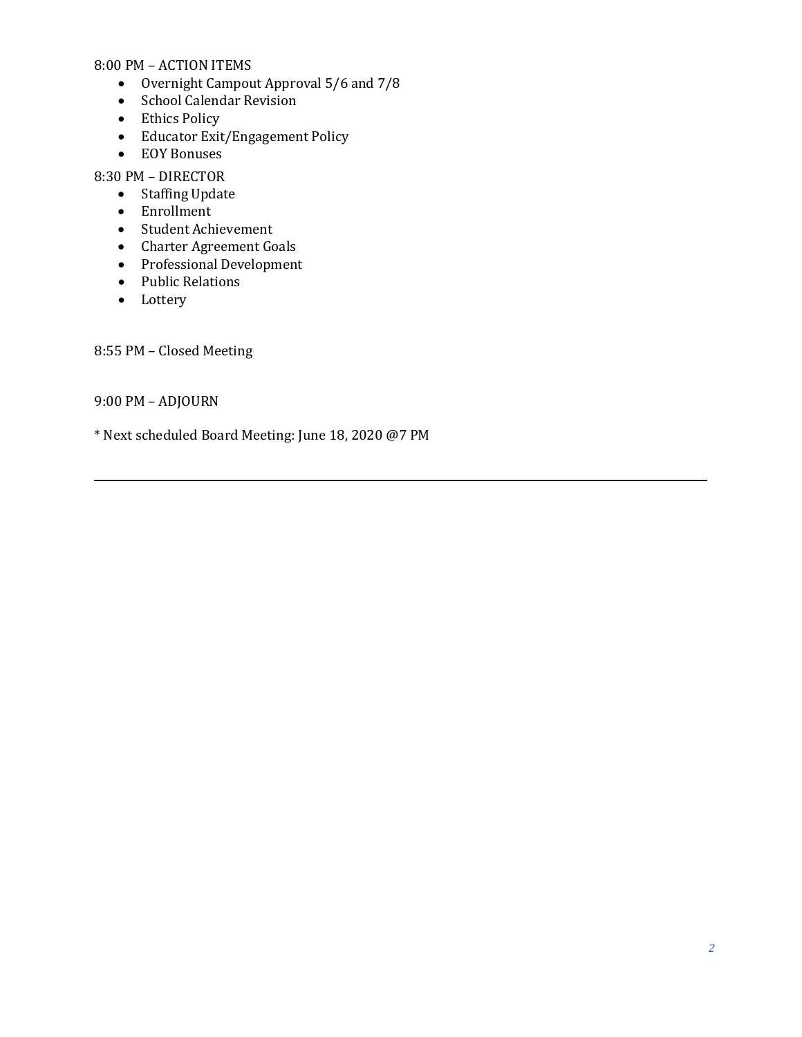8:00 PM – ACTION ITEMS

- Overnight Campout Approval 5/6 and 7/8
- School Calendar Revision
- Ethics Policy
- Educator Exit/Engagement Policy
- EOY Bonuses

8:30 PM – DIRECTOR

- Staffing Update
- Enrollment
- Student Achievement
- Charter Agreement Goals
- Professional Development
- Public Relations
- Lottery

8:55 PM – Closed Meeting

9:00 PM – ADJOURN

* Next scheduled Board Meeting: June 18, 2020 @7 PM

---